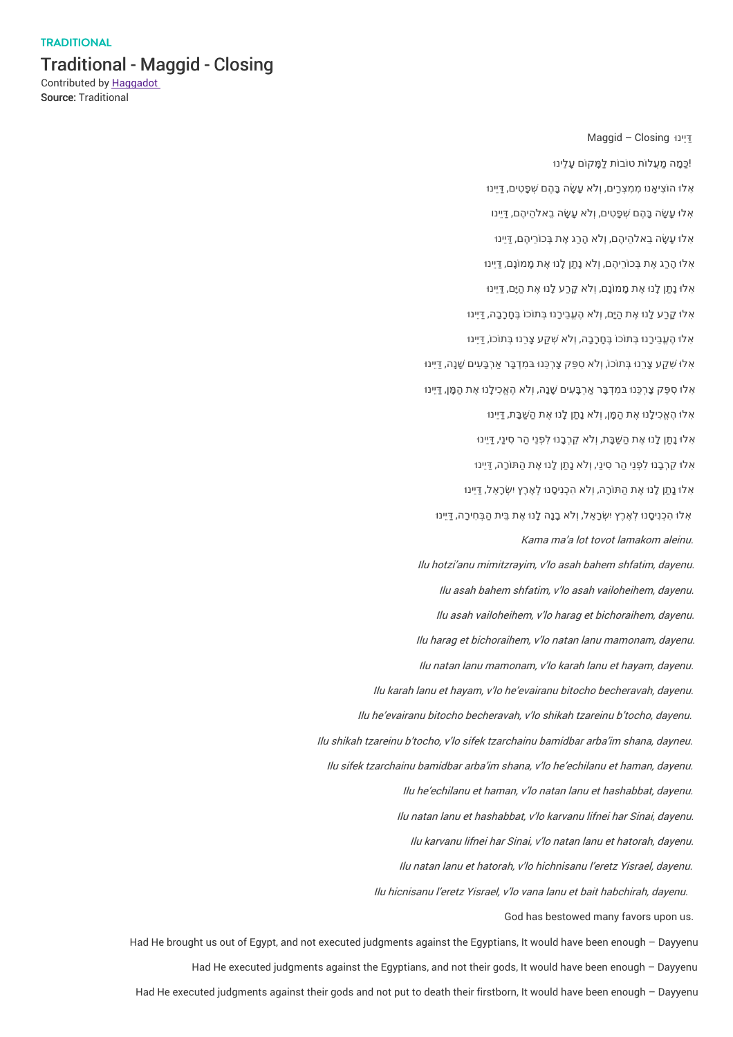TRADITIONAL

# Traditional - Maggid - Closing

Contributed by Haggadot
Source: Traditional

דַּיֵּנוּ Maggid – Closing

!כַּמָּה מַעֲלוֹת טוֹבוֹת לַמָּקוֹם עָלֵינוּ

אִלּוּ הוֹצִיאָנוּ מִמִּצְרַיִם, וְלֹא עָשָׂה בָהֶם שְׁפָטִים, דַּיֵּנוּ

אִלּוּ עָשָׂה בָהֶם שְׁפָטִים, וְלֹא עָשָׂה בֵאלֹהֵיהֶם, דַּיֵּנוּ

אִלּוּ עָשָׂה בֵאלֹהֵיהֶם, וְלֹא הָרַג אֶת בְּכוֹרֵיהֶם, דַּיֵּנוּ

אִלּוּ הָרַג אֶת בְּכוֹרֵיהֶם, וְלֹא נָתַן לָנוּ אֶת מָמוֹנָם, דַּיֵּנוּ

אִלּוּ נָתַן לָנוּ אֶת מָמוֹנָם, וְלֹא קָרַע לָנוּ אֶת הַיָּם, דַּיֵּנוּ

אִלּוּ קָרַע לָנוּ אֶת הַיָּם, וְלֹא הֶעֱבִירָנוּ בְּתוֹכוֹ בֶּחָרָבָה, דַּיֵּנוּ

אִלּוּ הֶעֱבִירָנוּ בְּתוֹכוֹ בֶּחָרָבָה, וְלֹא שִׁקַּע צָרֵנוּ בְּתוֹכוֹ, דַּיֵּנוּ

אִלּוּ שִׁקַּע צָרֵנוּ בְּתוֹכוֹ, וְלֹא סִפֵּק צָרְכֵּנוּ בַּמִּדְבָּר אַרְבָּעִים שָׁנָה, דַּיֵּנוּ

אִלּוּ סִפֵּק צָרְכֵּנוּ בַּמִּדְבָּר אַרְבָּעִים שָׁנָה, וְלֹא הֶאֱכִילָנוּ אֶת הַמָּן, דַּיֵּנוּ

אִלּוּ הֶאֱכִילָנוּ אֶת הַמָּן, וְלֹא נָתַן לָנוּ אֶת הַשַּׁבָּת, דַּיֵּנוּ

אִלּוּ נָתַן לָנוּ אֶת הַשַּׁבָּת, וְלֹא קֵרְבָנוּ לִפְנֵי הַר סִינַי, דַּיֵּנוּ

אִלּוּ קֵרְבָנוּ לִפְנֵי הַר סִינַי, וְלֹא נָתַן לָנוּ אֶת הַתּוֹרָה, דַּיֵּנוּ

אִלּוּ נָתַן לָנוּ אֶת הַתּוֹרָה, וְלֹא הִכְנִיסָנוּ לְאֶרֶץ יִשְׂרָאֵל, דַּיֵּנוּ

אִלּוּ הִכְנִיסָנוּ לְאֶרֶץ יִשְׂרָאֵל, וְלֹא בָנָה לָנוּ אֶת בֵּית הַבְּחִירָה, דַּיֵּנוּ

*Kama ma'a lot tovot lamakom aleinu.*

*Ilu hotzi'anu mimitzrayim, v'lo asah bahem shfatim, dayenu.*

*Ilu asah bahem shfatim, v'lo asah vailoheihem, dayenu.*

*Ilu asah vailoheihem, v'lo harag et bichoraihem, dayenu.*

*Ilu harag et bichoraihem, v'lo natan lanu mamonam, dayenu.*

*Ilu natan lanu mamonam, v'lo karah lanu et hayam, dayenu.*

*Ilu karah lanu et hayam, v'lo he'evairanu bitocho becheravah, dayenu.*

*Ilu he'evairanu bitocho becheravah, v'lo shikah tzareinu b'tocho, dayenu.*

*Ilu shikah tzareinu b'tocho, v'lo sifek tzarchainu bamidbar arba'im shana, dayneu.*

*Ilu sifek tzarchainu bamidbar arba'im shana, v'lo he'echilanu et haman, dayenu.*

*Ilu he'echilanu et haman, v'lo natan lanu et hashabbat, dayenu.*

*Ilu natan lanu et hashabbat, v'lo karvanu lifnei har Sinai, dayenu.*

*Ilu karvanu lifnei har Sinai, v'lo natan lanu et hatorah, dayenu.*

*Ilu natan lanu et hatorah, v'lo hichnisanu l'eretz Yisrael, dayenu.*

*Ilu hicnisanu l'eretz Yisrael, v'lo vana lanu et bait habchirah, dayenu.*

God has bestowed many favors upon us.

Had He brought us out of Egypt, and not executed judgments against the Egyptians, It would have been enough – Dayyenu

Had He executed judgments against the Egyptians, and not their gods, It would have been enough – Dayyenu

Had He executed judgments against their gods and not put to death their firstborn, It would have been enough – Dayyenu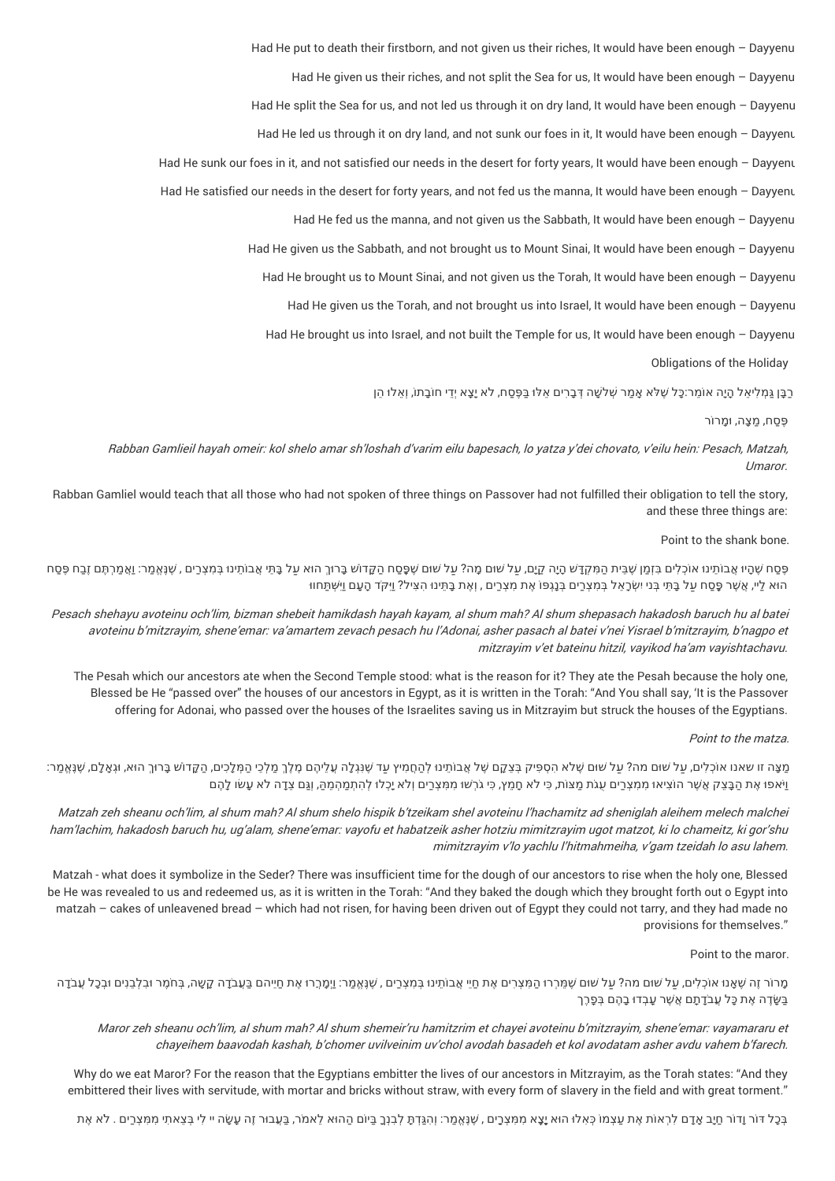Had He put to death their firstborn, and not given us their riches, It would have been enough – Dayyenu

Had He given us their riches, and not split the Sea for us, It would have been enough – Dayyenu

Had He split the Sea for us, and not led us through it on dry land, It would have been enough – Dayyenu

Had He led us through it on dry land, and not sunk our foes in it, It would have been enough – Dayyenu

Had He sunk our foes in it, and not satisfied our needs in the desert for forty years, It would have been enough – Dayyenu

Had He satisfied our needs in the desert for forty years, and not fed us the manna, It would have been enough – Dayyenu

Had He fed us the manna, and not given us the Sabbath, It would have been enough – Dayyenu

Had He given us the Sabbath, and not brought us to Mount Sinai, It would have been enough – Dayyenu

Had He brought us to Mount Sinai, and not given us the Torah, It would have been enough – Dayyenu

Had He given us the Torah, and not brought us into Israel, It would have been enough – Dayyenu

Had He brought us into Israel, and not built the Temple for us, It would have been enough – Dayyenu

Obligations of the Holiday

רַבָּן גַּמְלִיאֵל הָיָה אוֹמֵר:כָּל שֶׁלֹּא אָמַר שְׁלֹשָׁה דְּבָרִים אֵלּוּ בַּפֶּסַח, לֹא יָצָא יְדֵי חוֹבָתוֹ, וְאֵלּוּ הֵן

פֶּסַח, מַצָּה, וּמָרוֹר

*Rabban Gamlieil hayah omeir: kol shelo amar sh'loshah d'varim eilu bapesach, lo yatza y'dei chovato, v'eilu hein: Pesach, Matzah, Umaror.*

Rabban Gamliel would teach that all those who had not spoken of three things on Passover had not fulfilled their obligation to tell the story, and these three things are:

Point to the shank bone.

פֶּסַח שֶׁהָיוּ אֲבוֹתֵינוּ אוֹכְלִים בִּזְמַן שֶׁבֵּית הַמִּקְדָּשׁ הָיָה קַיָּם, עַל שׁוּם מָה? עַל שׁוּם שֶׁפָּסַח הַקָּדוֹשׁ בָּרוּךְ הוּא עַל בָּתֵּי אֲבוֹתֵינוּ בְּמִצְרַיִם , שֶׁנֶּאֱמַר: וַאֲמַרְתֶּם זֶבַח פֶּסַח הוּא לַייָ, אֲשֶׁר פָּסַח עַל בָּתֵּי בְנֵי יִשְׂרָאֵל בְּמִצְרַיִם בְּנָגְפּוֹ אֶת מִצְרַיִם , וְאֶת בָּתֵּינוּ הִצִּיל? וַיִּקֹּד הָעָם וַיִּשְׁתַּחווּ

*Pesach shehayu avoteinu och'lim, bizman shebeit hamikdash hayah kayam, al shum mah? Al shum shepasach hakadosh baruch hu al batei avoteinu b'mitzrayim, shene'emar: va'amartem zevach pesach hu l'Adonai, asher pasach al batei v'nei Yisrael b'mitzrayim, b'nagpo et mitzrayim v'et bateinu hitzil, vayikod ha'am vayishtachavu.*

The Pesah which our ancestors ate when the Second Temple stood: what is the reason for it? They ate the Pesah because the holy one, Blessed be He "passed over" the houses of our ancestors in Egypt, as it is written in the Torah: "And You shall say, 'It is the Passover offering for Adonai, who passed over the houses of the Israelites saving us in Mitzrayim but struck the houses of the Egyptians.

*Point to the matza.*

מַצָּה זו שאנו אוכְלִים, עַל שׁוּם מה? עַל שׁוּם שֶׁלֹא הִסְפִּיק בְּצֵקָם שֶׁל אֲבוֹתֵינוּ לְהַחֲמִיץ עַד שֶׁנִּגְלָה עֲלֵיהֶם מֶלֶךְ מַלְכֵי הַמְּלָכִים, הַקָּדוֹשׁ בָּרוּךְ הוּא, וּגְאָלָם, שֶׁנֶּאֱמַר: וַיֹּאפוּ אֶת הַבָּצֵק אֲשֶׁר הוֹצִיאוּ מִמִּצְרַיִם עֻגֹת מַצּוֹת, כִּי לֹא חָמֵץ, כִּי גֹרְשׁוּ מִמִּצְרַיִם וְלֹא יָכְלוּ לְהִתְמַהְמֵהַּ, וְגַם צֵדָה לֹא עָשׂוּ לָהֶם

*Matzah zeh sheanu och'lim, al shum mah? Al shum shelo hispik b'tzeikam shel avoteinu l'hachamitz ad sheniglah aleihem melech malchei ham'lachim, hakadosh baruch hu, ug'alam, shene'emar: vayofu et habatzeik asher hotziu mimitzrayim ugot matzot, ki lo chameitz, ki gor'shu mimitzrayim v'lo yachlu l'hitmahmeiha, v'gam tzeidah lo asu lahem.*

Matzah - what does it symbolize in the Seder? There was insufficient time for the dough of our ancestors to rise when the holy one, Blessed be He was revealed to us and redeemed us, as it is written in the Torah: "And they baked the dough which they brought forth out o Egypt into matzah – cakes of unleavened bread – which had not risen, for having been driven out of Egypt they could not tarry, and they had made no provisions for themselves."

Point to the maror.

מָרוֹר זֶה שֶׁאָנוּ אוֹכְלִים, עַל שׁוּם מה? עַל שׁוּם שֶׁמֵּרְרוּ הַמִּצְרִים אֶת חַיֵּי אֲבוֹתֵינוּ בְּמִצְרַיִם , שֶׁנֶּאֱמַר: וַיְמָרְרוּ אֶת חַיֵּיהֶם בַּעֲבֹדָה קָשָׁה, בְּחֹמֶר וּבִלְבֵנִים וּבְכָל עֲבֹדָה בַּשָּׂדֶה אֶת כָּל עֲבֹדָתָם אֲשֶׁר עָבְדוּ בָהֶם בְּפָרֶךְ

*Maror zeh sheanu och'lim, al shum mah? Al shum shemeir'ru hamitzrim et chayei avoteinu b'mitzrayim, shene'emar: vayamararu et chayeihem baavodah kashah, b'chomer uvilveinim uv'chol avodah basadeh et kol avodatam asher avdu vahem b'farech.*

Why do we eat Maror? For the reason that the Egyptians embitter the lives of our ancestors in Mitzrayim, as the Torah states: "And they embittered their lives with servitude, with mortar and bricks without straw, with every form of slavery in the field and with great torment."

בְּכָל דּוֹר וָדוֹר חַיָּב אָדָם לִרְאוֹת אֶת עַצְמוֹ כְּאִלּוּ הוּא יָצָא מִמִּצְרַיִם , שֶׁנֶּאֱמַר: וְהִגַּדְתָּ לְבִנְךָ בַּיּוֹם הַהוּא לֵאמֹר, בַּעֲבוּר זֶה עָשָׂה יי לִי בְּצֵאתִי מִמִּצְרַיִם . לֹא אֶת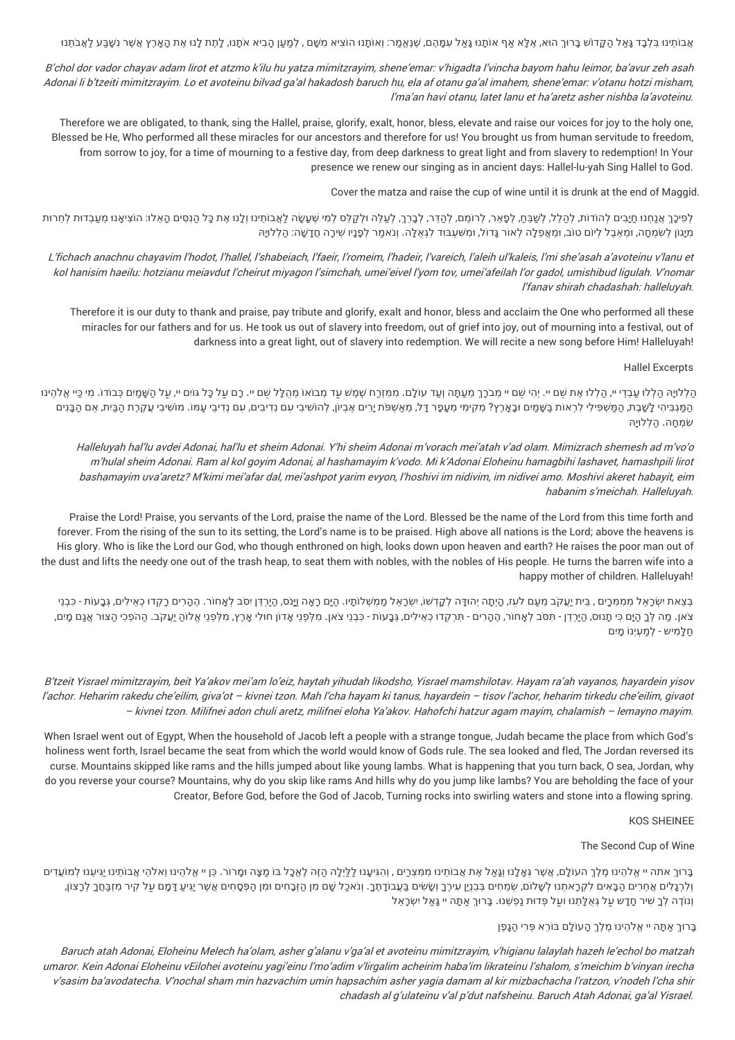אֲבוֹתֵינוּ בִּלְבָד גָּאַל הַקָּדוֹשׁ בָּרוּךְ הוּא, אֶלָּא אַף אוֹתָנוּ גָּאַל עִמָּהֶם, שֶׁנֶּאֱמַר: וְאוֹתָנוּ הוֹצִיא מִשָּׁם , לְמַעַן הָבִיא אֹתָנוּ, לָתֶת לָנוּ אֶת הָאָרֶץ אֲשֶׁר נִשְׁבַּע לַאֲבֹתֵנוּ

*B'chol dor vador chayav adam lirot et atzmo k'ilu hu yatza mimitzrayim, shene'emar: v'higadta l'vincha bayom hahu leimor, ba'avur zeh asah Adonai li b'tzeiti mimitzrayim. Lo et avoteinu bilvad ga'al hakadosh baruch hu, ela af otanu ga'al imahem, shene'emar: v'otanu hotzi misham, l'ma'an havi otanu, latet lanu et ha'aretz asher nishba la'avoteinu.*

Therefore we are obligated, to thank, sing the Hallel, praise, glorify, exalt, honor, bless, elevate and raise our voices for joy to the holy one, Blessed be He, Who performed all these miracles for our ancestors and therefore for us! You brought us from human servitude to freedom, from sorrow to joy, for a time of mourning to a festive day, from deep darkness to great light and from slavery to redemption! In Your presence we renew our singing as in ancient days: Hallel-lu-yah Sing Hallel to God.

Cover the matza and raise the cup of wine until it is drunk at the end of Maggid.

לְפִיכָךְ אֲנַחְנוּ חַיָּבִים לְהוֹדוֹת, לְהַלֵּל, לְשַׁבֵּחַ, לְפָאֵר, לְרוֹמֵם, לְהַדֵּר, לְבָרֵךְ, לְעַלֵּה וּלְקַלֵּס לְמִי שֶׁעָשָׂה לַאֲבוֹתֵינוּ וְלָנוּ אֶת כָּל הַנִּסִּים הָאֵלּוּ: הוֹצִיאָנוּ מֵעַבְדוּת לְחֵרוּת מִיָּגוֹן לְשִׂמְחָה, וּמֵאֵבֶל לְיוֹם טוֹב, וּמֵאֲפֵלָה לְאוֹר גָּדוֹל, וּמִשִּׁעְבּוּד לִגְאֻלָּה. וְנֹאמַר לְפָנָיו שִׁירָה חֲדָשָׁה: הַלְלוּיָהּ

*L'fichach anachnu chayavim l'hodot, l'hallel, l'shabeiach, l'faeir, l'romeim, l'hadeir, l'vareich, l'aleih ul'kaleis, l'mi she'asah a'avoteinu v'lanu et kol hanisim haeilu: hotzianu meiavdut l'cheirut miyagon l'simchah, umei'eivel l'yom tov, umei'afeilah l'or gadol, umishibud ligulah. V'nomar l'fanav shirah chadashah: halleluyah.*

Therefore it is our duty to thank and praise, pay tribute and glorify, exalt and honor, bless and acclaim the One who performed all these miracles for our fathers and for us. He took us out of slavery into freedom, out of grief into joy, out of mourning into a festival, out of darkness into a great light, out of slavery into redemption. We will recite a new song before Him! Halleluyah!

Hallel Excerpts

הַלְלוּיָהּ הַלְלוּ עַבְדֵי יי, הַלְלוּ אֶת שֵׁם יי. יְהִי שֵׁם יי מְבֹרָךְ מֵעַתָּה וְעַד עוֹלָם. מִמִּזְרַח שֶׁמֶשׁ עַד מְבוֹאוֹ מְהֻלָּל שֵׁם יי. רָם עַל כָּל גּוֹיִם יי, עַל הַשָּׁמַיִם כְּבוֹדוֹ. מִי כַּיי אֱלֹהֵינוּ הַמַּגְבִּיהִי לָשָׁבֶת, הַמַּשְׁפִּילִי לִרְאוֹת בַּשָּׁמַיִם וּבָאָרֶץ? מְקִימִי מֵעָפָר דָּל, מֵאַשְׁפֹּת יָרִים אֶבְיוֹן, לְהוֹשִׁיבִי עִם נְדִיבִים, עִם נְדִיבֵי עַמּוֹ. מוֹשִׁיבִי עֲקֶרֶת הַבַּיִת, אֵם הַבָּנִים שְׂמֵחָה. הַלְלוּיָהּ

*Halleluyah hal'lu avdei Adonai, hal'lu et sheim Adonai. Y'hi sheim Adonai m'vorach mei'atah v'ad olam. Mimizrach shemesh ad m'vo'o m'hulal sheim Adonai. Ram al kol goyim Adonai, al hashamayim k'vodo. Mi k'Adonai Eloheinu hamagbihi lashavet, hamashpili lirot bashamayim uva'aretz? M'kimi mei'afar dal, mei'ashpot yarim evyon, l'hoshivi im nidivim, im nidivei amo. Moshivi akeret habayit, eim habanim s'meichah. Halleluyah.*

Praise the Lord! Praise, you servants of the Lord, praise the name of the Lord. Blessed be the name of the Lord from this time forth and forever. From the rising of the sun to its setting, the Lord's name is to be praised. High above all nations is the Lord; above the heavens is His glory. Who is like the Lord our God, who though enthroned on high, looks down upon heaven and earth? He raises the poor man out of the dust and lifts the needy one out of the trash heap, to seat them with nobles, with the nobles of His people. He turns the barren wife into a happy mother of children. Halleluyah!

בְּצֵאת יִשְׂרָאֵל מִמִּצְרַיִם , בֵּית יַעֲקֹב מֵעַם לֹעֵז, הָיְתָה יְהוּדָה לְקָדְשׁוֹ, יִשְׂרָאֵל מַמְשְׁלוֹתָיו. הַיָּם רָאָה וַיָּנֹס, הַיַּרְדֵּן יִסֹּב לְאָחוֹר. הֶהָרִים רָקְדוּ כְאֵילִים, גְּבָעוֹת - כִּבְנֵי צֹאן. מַה לְּךָ הַיָּם כִּי תָנוּס, הַיַּרְדֵּן - תִּסֹּב לְאָחוֹר, הֶהָרִים - תִּרְקְדוּ כְאֵילִים, גְּבָעוֹת - כִּבְנֵי צֹאן. מִלִּפְנֵי אָדוֹן חוּלִי אָרֶץ, מִלִּפְנֵי אֱלוֹהַ יַעֲקֹב. הַהֹפְכִי הַצּוּר אֲגַם מָיִם, חַלָּמִישׁ - לְמַעְיְנוֹ מָיִם

*B'tzeit Yisrael mimitzrayim, beit Ya'akov mei'am lo'eiz, haytah yihudah likodsho, Yisrael mamshilotav. Hayam ra'ah vayanos, hayardein yisov l'achor. Heharim rakedu che'eilim, giva'ot – kivnei tzon. Mah l'cha hayam ki tanus, hayardein – tisov l'achor, heharim tirkedu che'eilim, givaot – kivnei tzon. Milifnei adon chuli aretz, milifnei eloha Ya'akov. Hahofchi hatzur agam mayim, chalamish – lemayno mayim.*

When Israel went out of Egypt, When the household of Jacob left a people with a strange tongue, Judah became the place from which God's holiness went forth, Israel became the seat from which the world would know of Gods rule. The sea looked and fled, The Jordan reversed its curse. Mountains skipped like rams and the hills jumped about like young lambs. What is happening that you turn back, O sea, Jordan, why do you reverse your course? Mountains, why do you skip like rams And hills why do you jump like lambs? You are beholding the face of your Creator, Before God, before the God of Jacob, Turning rocks into swirling waters and stone into a flowing spring.

KOS SHEINEE

The Second Cup of Wine

בָּרוּךְ אתה יי אֱלֹהֵינוּ מֶלֶךְ הָעוֹלָם, אֲשֶׁר גְּאָלָנוּ וְגָּאַל אֶת אֲבוֹתֵינוּ מִמִּצְרַיִם , וְהִגִּיעָנוּ לַלַּיְלָה הַזֶּה לֶאֱכָל בּוֹ מַצָּה וּמָרוֹר. כֵּן יי אֱלֹהֵינוּ וֵאלֹהֵי אֲבוֹתֵינוּ יַגִּיעֵנוּ לְמוֹעֲדִים וְלִרְגָלִים אֲחֵרִים הַבָּאִים לִקְרָאתֵנוּ לְשָׁלוֹם, שְׂמֵחִים בְּבִנְיַן עִירֶךָ וְשָׂשִׂים בַּעֲבוֹדָתֶךָ. וְנֹאכַל שָׁם מִן הַזְּבָחִים וּמִן הַפְּסָחִים אֲשֶׁר יַגִּיעַ דָּמָם עַל קִיר מִזְבַּחֲךָ לְרָצוֹן, וְנוֹדֶה לְךָ שִׁיר חָדָשׁ עַל גְּאֻלָּתֵנוּ וְעַל פְּדוּת נַפְשֵׁנוּ. בָּרוּךְ אַתָּה יי גָּאַל יִשְׂרָאֵל

בָּרוּךְ אַתָּה יי אֱלֹהֵינוּ מֶלֶךְ הָעוֹלָם בּוֹרֵא פְּרִי הַגָּפֶן

*Baruch atah Adonai, Eloheinu Melech ha'olam, asher g'alanu v'ga'al et avoteinu mimitzrayim, v'higianu lalaylah hazeh le'echol bo matzah umaror. Kein Adonai Eloheinu vEilohei avoteinu yagi'einu l'mo'adim v'lirgalim acheirim haba'im likrateinu l'shalom, s'meichim b'vinyan irecha v'sasim ba'avodatecha. V'nochal sham min hazvachim umin hapsachim asher yagia damam al kir mizbachacha l'ratzon, v'nodeh l'cha shir chadash al g'ulateinu v'al p'dut nafsheinu. Baruch Atah Adonai, ga'al Yisrael.*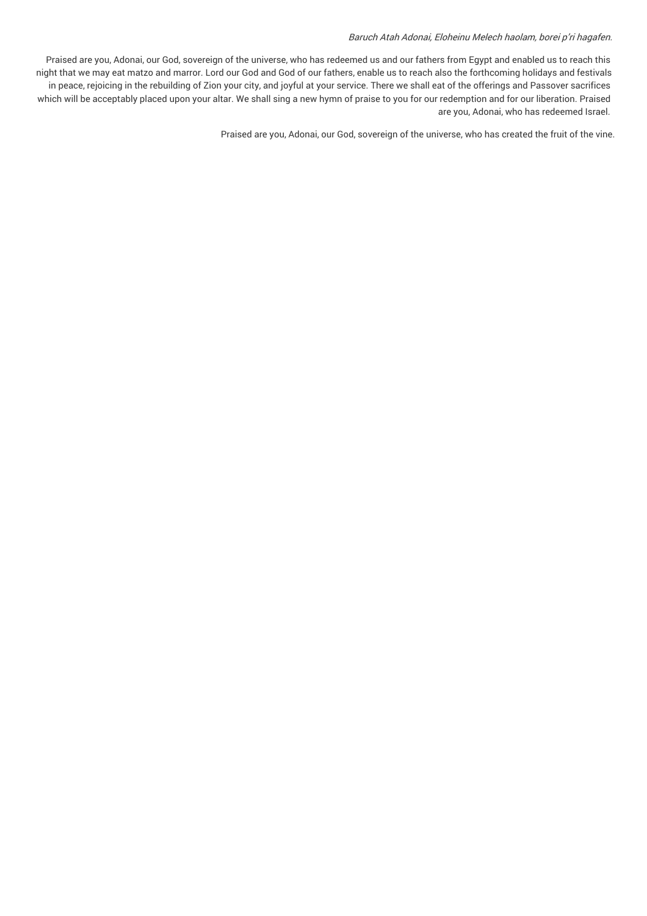*Baruch Atah Adonai, Eloheinu Melech haolam, borei p'ri hagafen.*

Praised are you, Adonai, our God, sovereign of the universe, who has redeemed us and our fathers from Egypt and enabled us to reach this night that we may eat matzo and marror. Lord our God and God of our fathers, enable us to reach also the forthcoming holidays and festivals in peace, rejoicing in the rebuilding of Zion your city, and joyful at your service. There we shall eat of the offerings and Passover sacrifices which will be acceptably placed upon your altar. We shall sing a new hymn of praise to you for our redemption and for our liberation. Praised are you, Adonai, who has redeemed Israel.

Praised are you, Adonai, our God, sovereign of the universe, who has created the fruit of the vine.